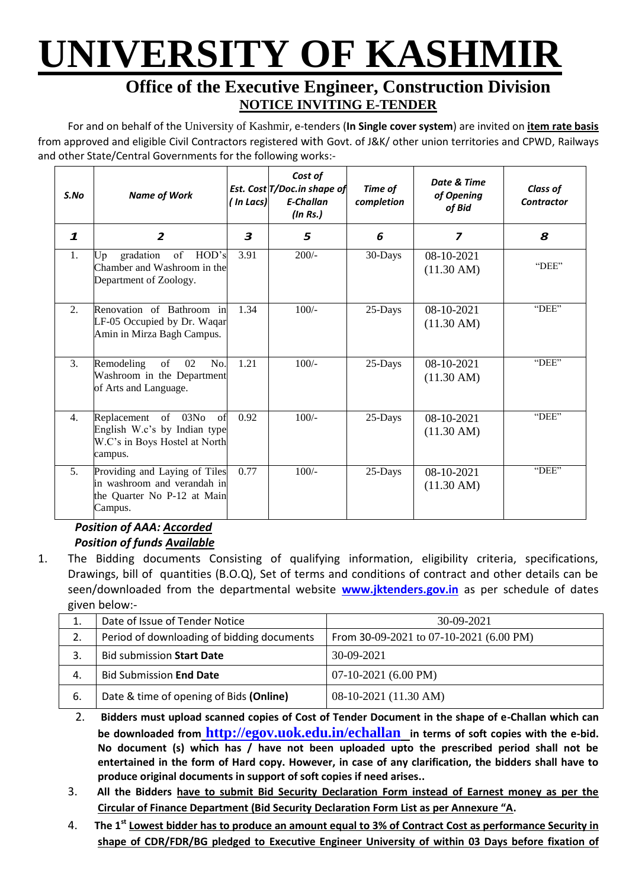# UNIVERSITY OF KASHMIR

## Office of the Executive Engineer, Construction Division

### NOTICE INVITING E-TENDER

For and on behalf of the University of Kashmir, e-tenders (**In Single cover system**) are invited on **item rate basis** from approved and eligible Civil Contractors registered with Govt. of J&K/ other union territories and CPWD, Railways and other State/Central Governments for the following works:-

| S.No | Name of Work | Est. Cost ( In Lacs) | Cost of T/Doc.in shape of E-Challan (In Rs.) | Time of completion | Date & Time of Opening of Bid | Class of Contractor |
|---|---|---|---|---|---|---|
| 1 | 2 | 3 | 5 | 6 | 7 | 8 |
| 1. | Up gradation of HOD's Chamber and Washroom in the Department of Zoology. | 3.91 | 200/- | 30-Days | 08-10-2021 (11.30 AM) | "DEE" |
| 2. | Renovation of Bathroom in LF-05 Occupied by Dr. Waqar Amin in Mirza Bagh Campus. | 1.34 | 100/- | 25-Days | 08-10-2021 (11.30 AM) | "DEE" |
| 3. | Remodeling of 02 No. Washroom in the Department of Arts and Language. | 1.21 | 100/- | 25-Days | 08-10-2021 (11.30 AM) | "DEE" |
| 4. | Replacement of 03No of English W.c's by Indian type W.C's in Boys Hostel at North campus. | 0.92 | 100/- | 25-Days | 08-10-2021 (11.30 AM) | "DEE" |
| 5. | Providing and Laying of Tiles in washroom and verandah in the Quarter No P-12 at Main Campus. | 0.77 | 100/- | 25-Days | 08-10-2021 (11.30 AM) | "DEE" |

***Position of AAA: Accorded***
***Position of funds Available***

1. The Bidding documents Consisting of qualifying information, eligibility criteria, specifications, Drawings, bill of quantities (B.O.Q), Set of terms and conditions of contract and other details can be seen/downloaded from the departmental website **www.jktenders.gov.in** as per schedule of dates given below:-

| | | |
|---|---|---|
| 1. | Date of Issue of Tender Notice | 30-09-2021 |
| 2. | Period of downloading of bidding documents | From 30-09-2021 to 07-10-2021 (6.00 PM) |
| 3. | Bid submission **Start Date** | 30-09-2021 |
| 4. | Bid Submission **End Date** | 07-10-2021 (6.00 PM) |
| 6. | Date & time of opening of Bids **(Online)** | 08-10-2021 (11.30 AM) |

2. **Bidders must upload scanned copies of Cost of Tender Document in the shape of e-Challan which can be downloaded from http://egov.uok.edu.in/echallan in terms of soft copies with the e-bid. No document (s) which has / have not been uploaded upto the prescribed period shall not be entertained in the form of Hard copy. However, in case of any clarification, the bidders shall have to produce original documents in support of soft copies if need arises..**
3. **All the Bidders have to submit Bid Security Declaration Form instead of Earnest money as per the Circular of Finance Department (Bid Security Declaration Form List as per Annexure "A.**
4. **The 1st Lowest bidder has to produce an amount equal to 3% of Contract Cost as performance Security in shape of CDR/FDR/BG pledged to Executive Engineer University of within 03 Days before fixation of**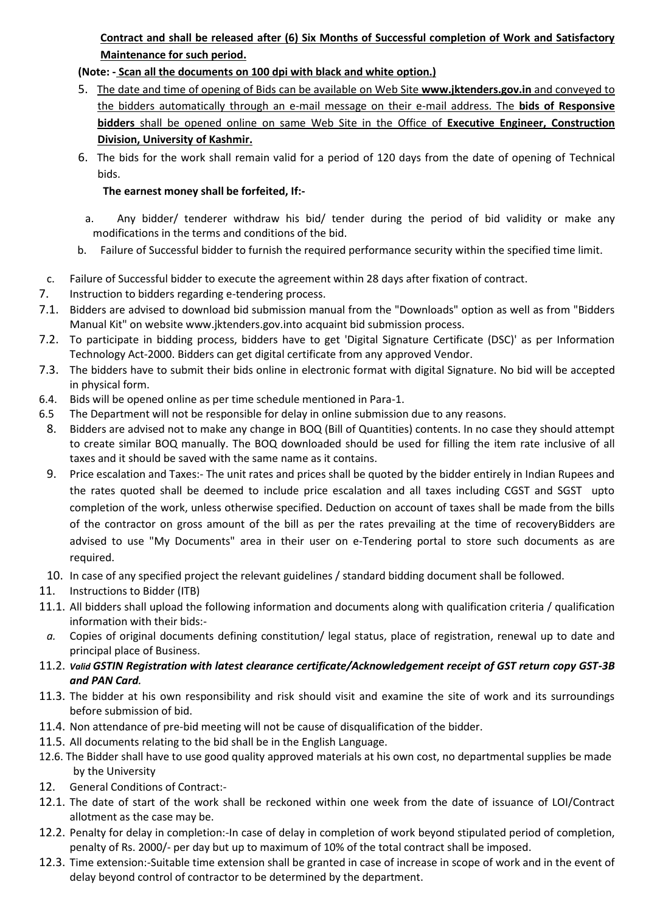**Contract and shall be released after (6) Six Months of Successful completion of Work and Satisfactory Maintenance for such period.**

**(Note: - Scan all the documents on 100 dpi with black and white option.)**

5. The date and time of opening of Bids can be available on Web Site **www.jktenders.gov.in** and conveyed to the bidders automatically through an e-mail message on their e-mail address. The **bids of Responsive bidders** shall be opened online on same Web Site in the Office of **Executive Engineer, Construction Division, University of Kashmir.**
6. The bids for the work shall remain valid for a period of 120 days from the date of opening of Technical bids.

   **The earnest money shall be forfeited, If:-**

   a. Any bidder/ tenderer withdraw his bid/ tender during the period of bid validity or make any modifications in the terms and conditions of the bid.

   b. Failure of Successful bidder to furnish the required performance security within the specified time limit.

   c. Failure of Successful bidder to execute the agreement within 28 days after fixation of contract.

7. Instruction to bidders regarding e-tendering process.

7.1. Bidders are advised to download bid submission manual from the "Downloads" option as well as from "Bidders Manual Kit" on website www.jktenders.gov.into acquaint bid submission process.

7.2. To participate in bidding process, bidders have to get 'Digital Signature Certificate (DSC)' as per Information Technology Act-2000. Bidders can get digital certificate from any approved Vendor.

7.3. The bidders have to submit their bids online in electronic format with digital Signature. No bid will be accepted in physical form.

6.4. Bids will be opened online as per time schedule mentioned in Para-1.

6.5 The Department will not be responsible for delay in online submission due to any reasons.

8. Bidders are advised not to make any change in BOQ (Bill of Quantities) contents. In no case they should attempt to create similar BOQ manually. The BOQ downloaded should be used for filling the item rate inclusive of all taxes and it should be saved with the same name as it contains.

9. Price escalation and Taxes:- The unit rates and prices shall be quoted by the bidder entirely in Indian Rupees and the rates quoted shall be deemed to include price escalation and all taxes including CGST and SGST upto completion of the work, unless otherwise specified. Deduction on account of taxes shall be made from the bills of the contractor on gross amount of the bill as per the rates prevailing at the time of recoveryBidders are advised to use "My Documents" area in their user on e-Tendering portal to store such documents as are required.

10. In case of any specified project the relevant guidelines / standard bidding document shall be followed.

11. Instructions to Bidder (ITB)

11.1. All bidders shall upload the following information and documents along with qualification criteria / qualification information with their bids:-

   *a.* Copies of original documents defining constitution/ legal status, place of registration, renewal up to date and principal place of Business.

11.2. ***Valid GSTIN Registration with latest clearance certificate/Acknowledgement receipt of GST return copy GST-3B and PAN Card.***

11.3. The bidder at his own responsibility and risk should visit and examine the site of work and its surroundings before submission of bid.

11.4. Non attendance of pre-bid meeting will not be cause of disqualification of the bidder.

11.5. All documents relating to the bid shall be in the English Language.

12.6. The Bidder shall have to use good quality approved materials at his own cost, no departmental supplies be made by the University

12. General Conditions of Contract:-

12.1. The date of start of the work shall be reckoned within one week from the date of issuance of LOI/Contract allotment as the case may be.

12.2. Penalty for delay in completion:-In case of delay in completion of work beyond stipulated period of completion, penalty of Rs. 2000/- per day but up to maximum of 10% of the total contract shall be imposed.

12.3. Time extension:-Suitable time extension shall be granted in case of increase in scope of work and in the event of delay beyond control of contractor to be determined by the department.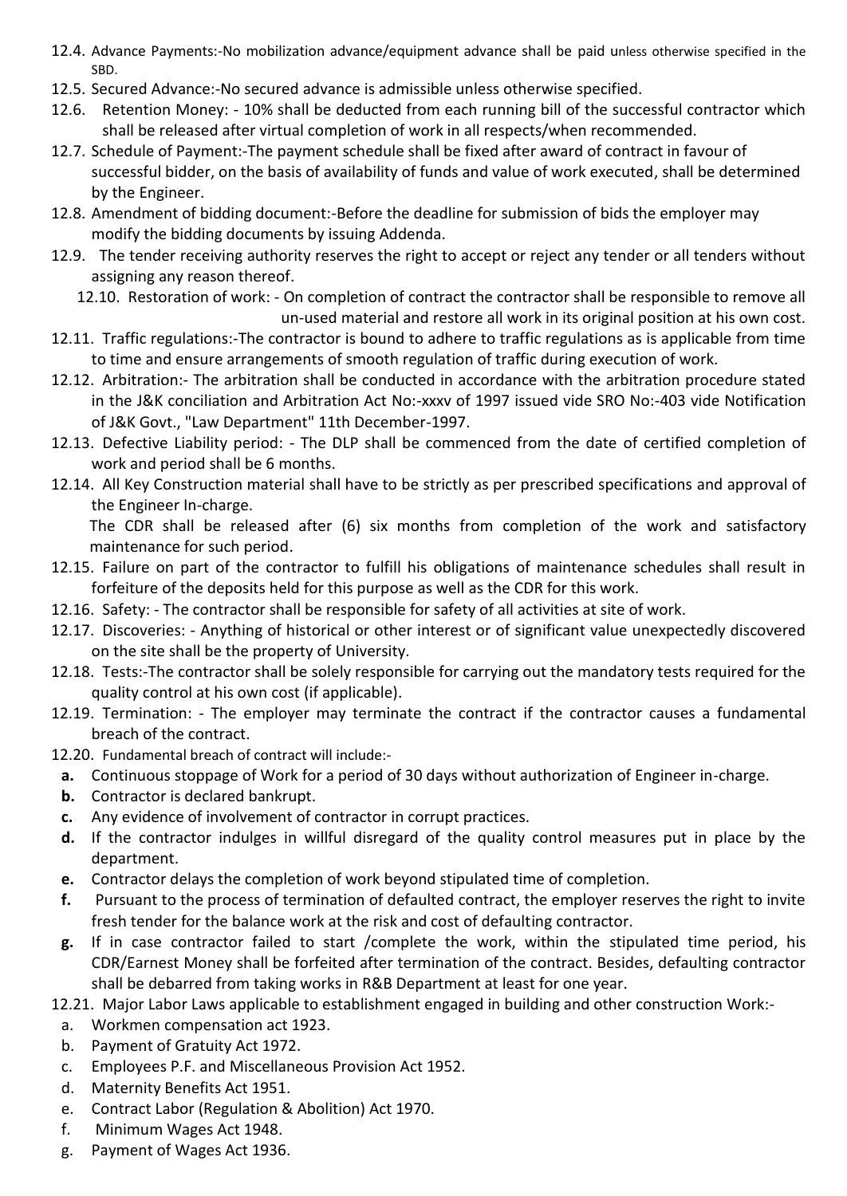12.4. Advance Payments:-No mobilization advance/equipment advance shall be paid unless otherwise specified in the SBD.

12.5. Secured Advance:-No secured advance is admissible unless otherwise specified.

12.6. Retention Money: - 10% shall be deducted from each running bill of the successful contractor which shall be released after virtual completion of work in all respects/when recommended.

12.7. Schedule of Payment:-The payment schedule shall be fixed after award of contract in favour of successful bidder, on the basis of availability of funds and value of work executed, shall be determined by the Engineer.

12.8. Amendment of bidding document:-Before the deadline for submission of bids the employer may modify the bidding documents by issuing Addenda.

12.9. The tender receiving authority reserves the right to accept or reject any tender or all tenders without assigning any reason thereof.

12.10. Restoration of work: - On completion of contract the contractor shall be responsible to remove all un-used material and restore all work in its original position at his own cost.

12.11. Traffic regulations:-The contractor is bound to adhere to traffic regulations as is applicable from time to time and ensure arrangements of smooth regulation of traffic during execution of work.

12.12. Arbitration:- The arbitration shall be conducted in accordance with the arbitration procedure stated in the J&K conciliation and Arbitration Act No:-xxxv of 1997 issued vide SRO No:-403 vide Notification of J&K Govt., "Law Department" 11th December-1997.

12.13. Defective Liability period: - The DLP shall be commenced from the date of certified completion of work and period shall be 6 months.

12.14. All Key Construction material shall have to be strictly as per prescribed specifications and approval of the Engineer In-charge.

The CDR shall be released after (6) six months from completion of the work and satisfactory maintenance for such period.

12.15. Failure on part of the contractor to fulfill his obligations of maintenance schedules shall result in forfeiture of the deposits held for this purpose as well as the CDR for this work.

12.16. Safety: - The contractor shall be responsible for safety of all activities at site of work.

12.17. Discoveries: - Anything of historical or other interest or of significant value unexpectedly discovered on the site shall be the property of University.

12.18. Tests:-The contractor shall be solely responsible for carrying out the mandatory tests required for the quality control at his own cost (if applicable).

12.19. Termination: - The employer may terminate the contract if the contractor causes a fundamental breach of the contract.

12.20. Fundamental breach of contract will include:-

- **a.** Continuous stoppage of Work for a period of 30 days without authorization of Engineer in-charge.
- **b.** Contractor is declared bankrupt.
- **c.** Any evidence of involvement of contractor in corrupt practices.
- **d.** If the contractor indulges in willful disregard of the quality control measures put in place by the department.
- **e.** Contractor delays the completion of work beyond stipulated time of completion.
- **f.** Pursuant to the process of termination of defaulted contract, the employer reserves the right to invite fresh tender for the balance work at the risk and cost of defaulting contractor.
- **g.** If in case contractor failed to start /complete the work, within the stipulated time period, his CDR/Earnest Money shall be forfeited after termination of the contract. Besides, defaulting contractor shall be debarred from taking works in R&B Department at least for one year.

12.21. Major Labor Laws applicable to establishment engaged in building and other construction Work:-

- a. Workmen compensation act 1923.
- b. Payment of Gratuity Act 1972.
- c. Employees P.F. and Miscellaneous Provision Act 1952.
- d. Maternity Benefits Act 1951.
- e. Contract Labor (Regulation & Abolition) Act 1970.
- f. Minimum Wages Act 1948.
- g. Payment of Wages Act 1936.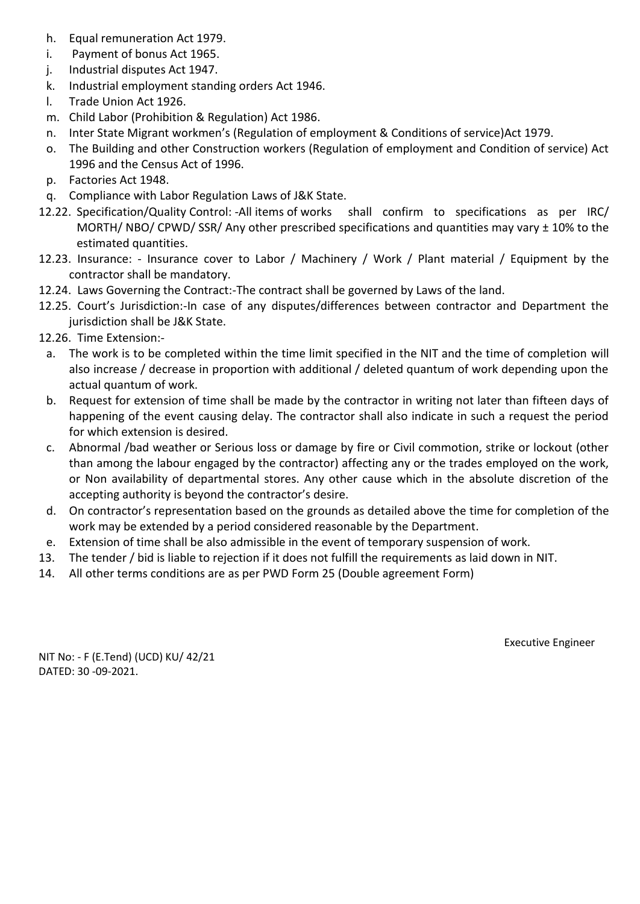h. Equal remuneration Act 1979.
i. Payment of bonus Act 1965.
j. Industrial disputes Act 1947.
k. Industrial employment standing orders Act 1946.
l. Trade Union Act 1926.
m. Child Labor (Prohibition & Regulation) Act 1986.
n. Inter State Migrant workmen's (Regulation of employment & Conditions of service)Act 1979.
o. The Building and other Construction workers (Regulation of employment and Condition of service) Act 1996 and the Census Act of 1996.
p. Factories Act 1948.
q. Compliance with Labor Regulation Laws of J&K State.

12.22. Specification/Quality Control: -All items of works shall confirm to specifications as per IRC/ MORTH/ NBO/ CPWD/ SSR/ Any other prescribed specifications and quantities may vary ± 10% to the estimated quantities.

12.23. Insurance: - Insurance cover to Labor / Machinery / Work / Plant material / Equipment by the contractor shall be mandatory.

12.24. Laws Governing the Contract:-The contract shall be governed by Laws of the land.

12.25. Court's Jurisdiction:-In case of any disputes/differences between contractor and Department the jurisdiction shall be J&K State.

12.26. Time Extension:-

a. The work is to be completed within the time limit specified in the NIT and the time of completion will also increase / decrease in proportion with additional / deleted quantum of work depending upon the actual quantum of work.
b. Request for extension of time shall be made by the contractor in writing not later than fifteen days of happening of the event causing delay. The contractor shall also indicate in such a request the period for which extension is desired.
c. Abnormal /bad weather or Serious loss or damage by fire or Civil commotion, strike or lockout (other than among the labour engaged by the contractor) affecting any or the trades employed on the work, or Non availability of departmental stores. Any other cause which in the absolute discretion of the accepting authority is beyond the contractor's desire.
d. On contractor's representation based on the grounds as detailed above the time for completion of the work may be extended by a period considered reasonable by the Department.
e. Extension of time shall be also admissible in the event of temporary suspension of work.

13. The tender / bid is liable to rejection if it does not fulfill the requirements as laid down in NIT.

14. All other terms conditions are as per PWD Form 25 (Double agreement Form)

Executive Engineer

NIT No: - F (E.Tend) (UCD) KU/ 42/21
DATED: 30 -09-2021.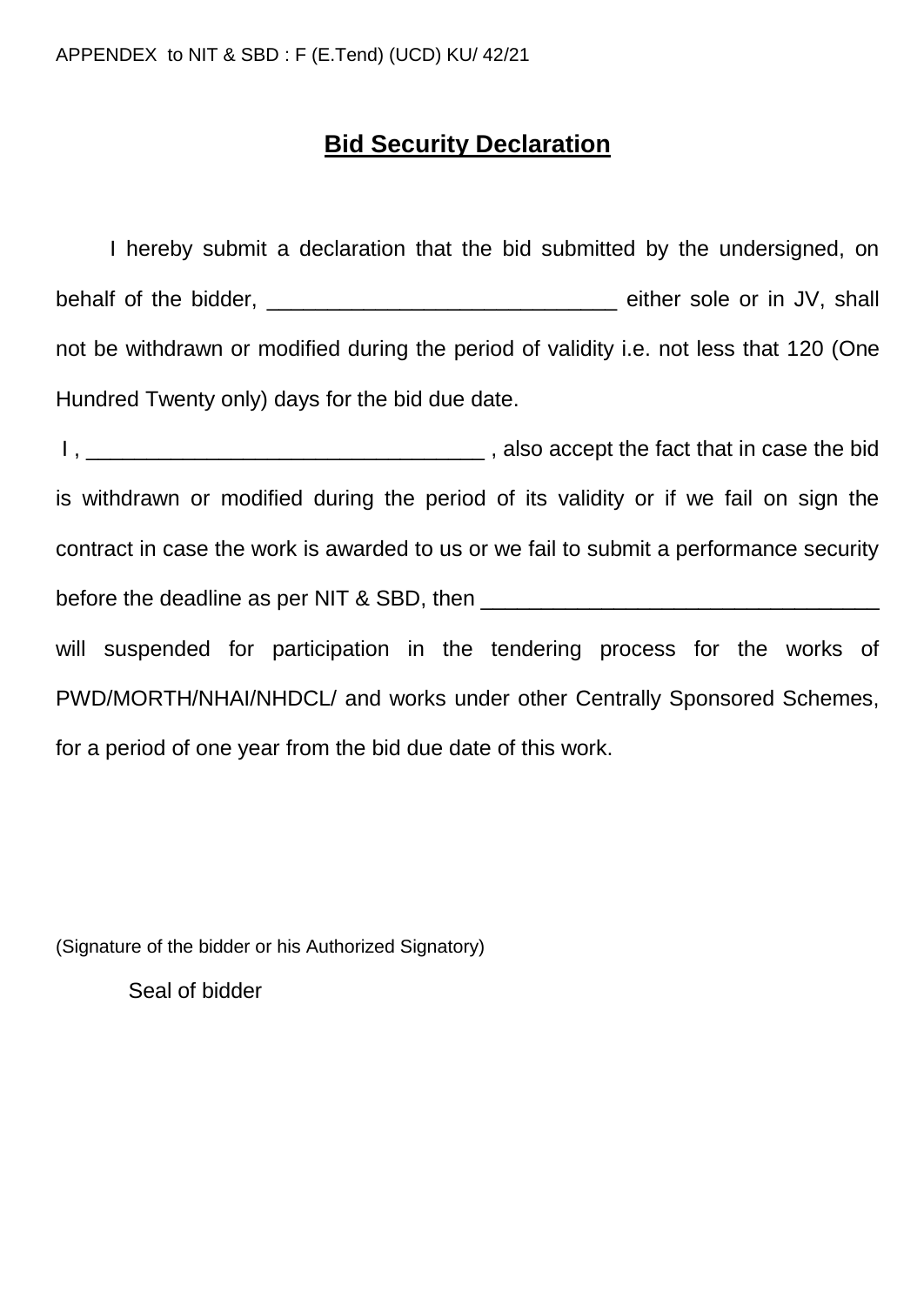APPENDEX to NIT & SBD : F (E.Tend) (UCD) KU/ 42/21

# Bid Security Declaration

I hereby submit a declaration that the bid submitted by the undersigned, on behalf of the bidder, _____________________________ either sole or in JV, shall not be withdrawn or modified during the period of validity i.e. not less that 120 (One Hundred Twenty only) days for the bid due date.

I , _________________________________ , also accept the fact that in case the bid is withdrawn or modified during the period of its validity or if we fail on sign the contract in case the work is awarded to us or we fail to submit a performance security before the deadline as per NIT & SBD, then _________________________________ will suspended for participation in the tendering process for the works of PWD/MORTH/NHAI/NHDCL/ and works under other Centrally Sponsored Schemes, for a period of one year from the bid due date of this work.

(Signature of the bidder or his Authorized Signatory)

Seal of bidder